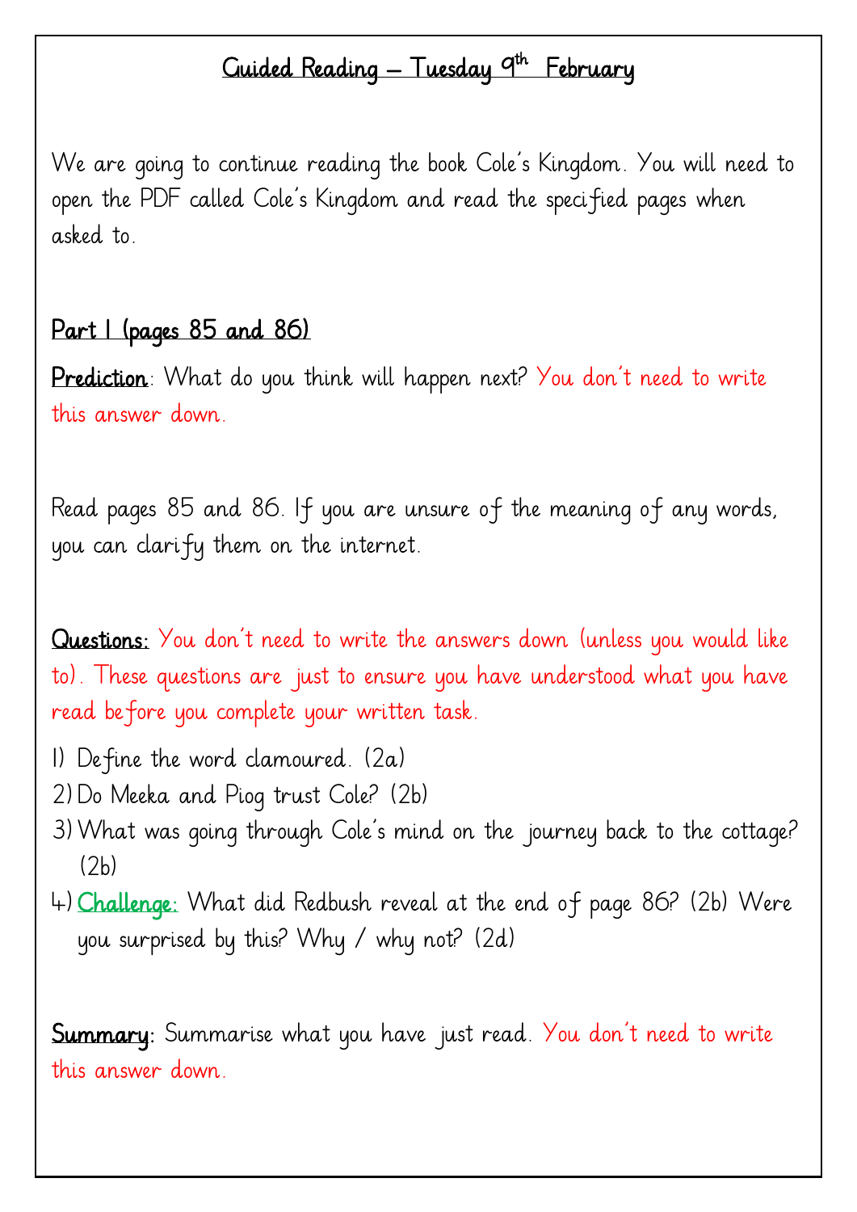# Guided Reading – Tuesday 9th February

We are going to continue reading the book Cole's Kingdom. You will need to open the PDF called Cole's Kingdom and read the specified pages when asked to.

## Part 1 (pages 85 and 86)

**Prediction**: What do you think will happen next? You don't need to write this answer down.

Read pages 85 and 86. If you are unsure of the meaning of any words, you can clarify them on the internet.

**Questions:** You don't need to write the answers down (unless you would like to). These questions are just to ensure you have understood what you have read before you complete your written task.

1) Define the word clamoured. (2a)
2) Do Meeka and Piog trust Cole? (2b)
3) What was going through Cole's mind on the journey back to the cottage? (2b)
4) **Challenge:** What did Redbush reveal at the end of page 86? (2b) Were you surprised by this? Why / why not? (2d)

**Summary:** Summarise what you have just read. You don't need to write this answer down.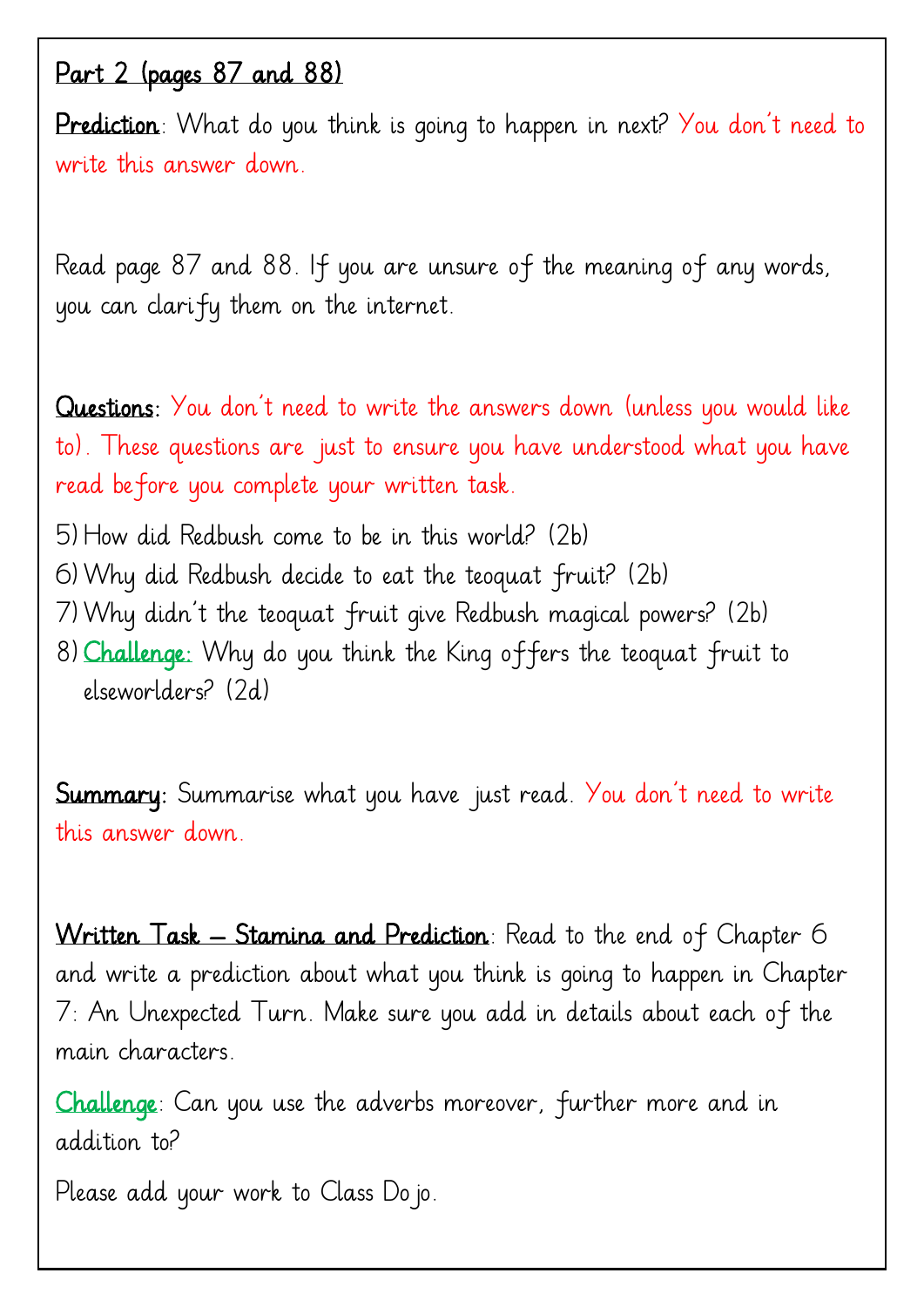## Part 2 (pages 87 and 88)

**Prediction**: What do you think is going to happen in next? You don't need to write this answer down.

Read page 87 and 88. If you are unsure of the meaning of any words, you can clarify them on the internet.

**Questions:** You don't need to write the answers down (unless you would like to). These questions are just to ensure you have understood what you have read before you complete your written task.

5) How did Redbush come to be in this world? (2b)
6) Why did Redbush decide to eat the teoquat fruit? (2b)
7) Why didn't the teoquat fruit give Redbush magical powers? (2b)
8) **Challenge:** Why do you think the King offers the teoquat fruit to elseworlders? (2d)

**Summary:** Summarise what you have just read. You don't need to write this answer down.

**Written Task – Stamina and Prediction**: Read to the end of Chapter 6 and write a prediction about what you think is going to happen in Chapter 7: An Unexpected Turn. Make sure you add in details about each of the main characters.

**Challenge**: Can you use the adverbs moreover, further more and in addition to?

Please add your work to Class Dojo.